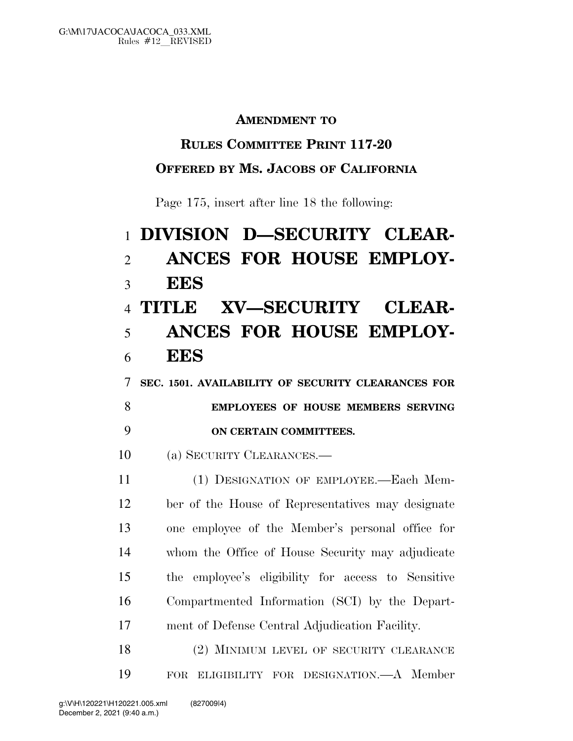**AMENDMENT TO**

**RULES COMMITTEE PRINT 117-20**

**OFFERED BY MS. JACOBS OF CALIFORNIA**

Page 175, insert after line 18 the following:

# DIVISION D—SECURITY CLEARANCES FOR HOUSE EMPLOYEES

# TITLE XV—SECURITY CLEARANCES FOR HOUSE EMPLOYEES

**SEC. 1501. AVAILABILITY OF SECURITY CLEARANCES FOR EMPLOYEES OF HOUSE MEMBERS SERVING ON CERTAIN COMMITTEES.**

(a) SECURITY CLEARANCES.—

(1) DESIGNATION OF EMPLOYEE.—Each Member of the House of Representatives may designate one employee of the Member's personal office for whom the Office of House Security may adjudicate the employee's eligibility for access to Sensitive Compartmented Information (SCI) by the Department of Defense Central Adjudication Facility.

(2) MINIMUM LEVEL OF SECURITY CLEARANCE FOR ELIGIBILITY FOR DESIGNATION.—A Member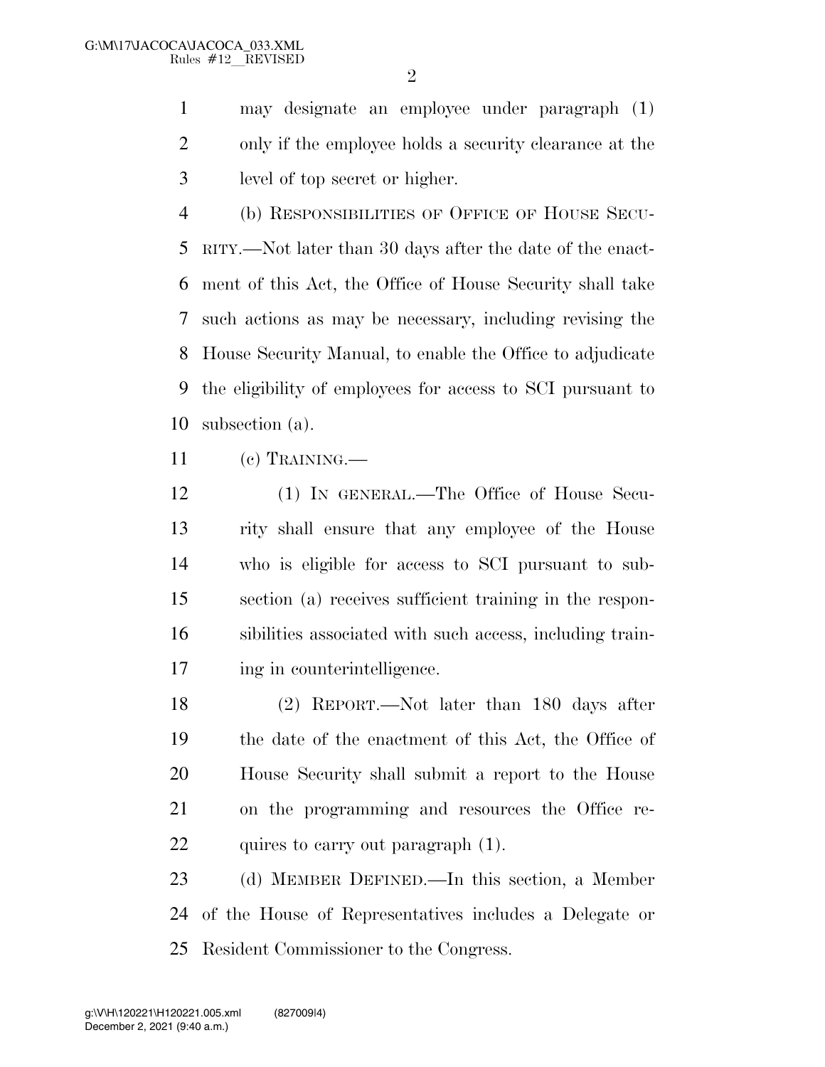may designate an employee under paragraph (1) only if the employee holds a security clearance at the level of top secret or higher.

(b) RESPONSIBILITIES OF OFFICE OF HOUSE SECURITY.—Not later than 30 days after the date of the enactment of this Act, the Office of House Security shall take such actions as may be necessary, including revising the House Security Manual, to enable the Office to adjudicate the eligibility of employees for access to SCI pursuant to subsection (a).

(c) TRAINING.—

(1) IN GENERAL.—The Office of House Security shall ensure that any employee of the House who is eligible for access to SCI pursuant to subsection (a) receives sufficient training in the responsibilities associated with such access, including training in counterintelligence.

(2) REPORT.—Not later than 180 days after the date of the enactment of this Act, the Office of House Security shall submit a report to the House on the programming and resources the Office requires to carry out paragraph (1).

(d) MEMBER DEFINED.—In this section, a Member of the House of Representatives includes a Delegate or Resident Commissioner to the Congress.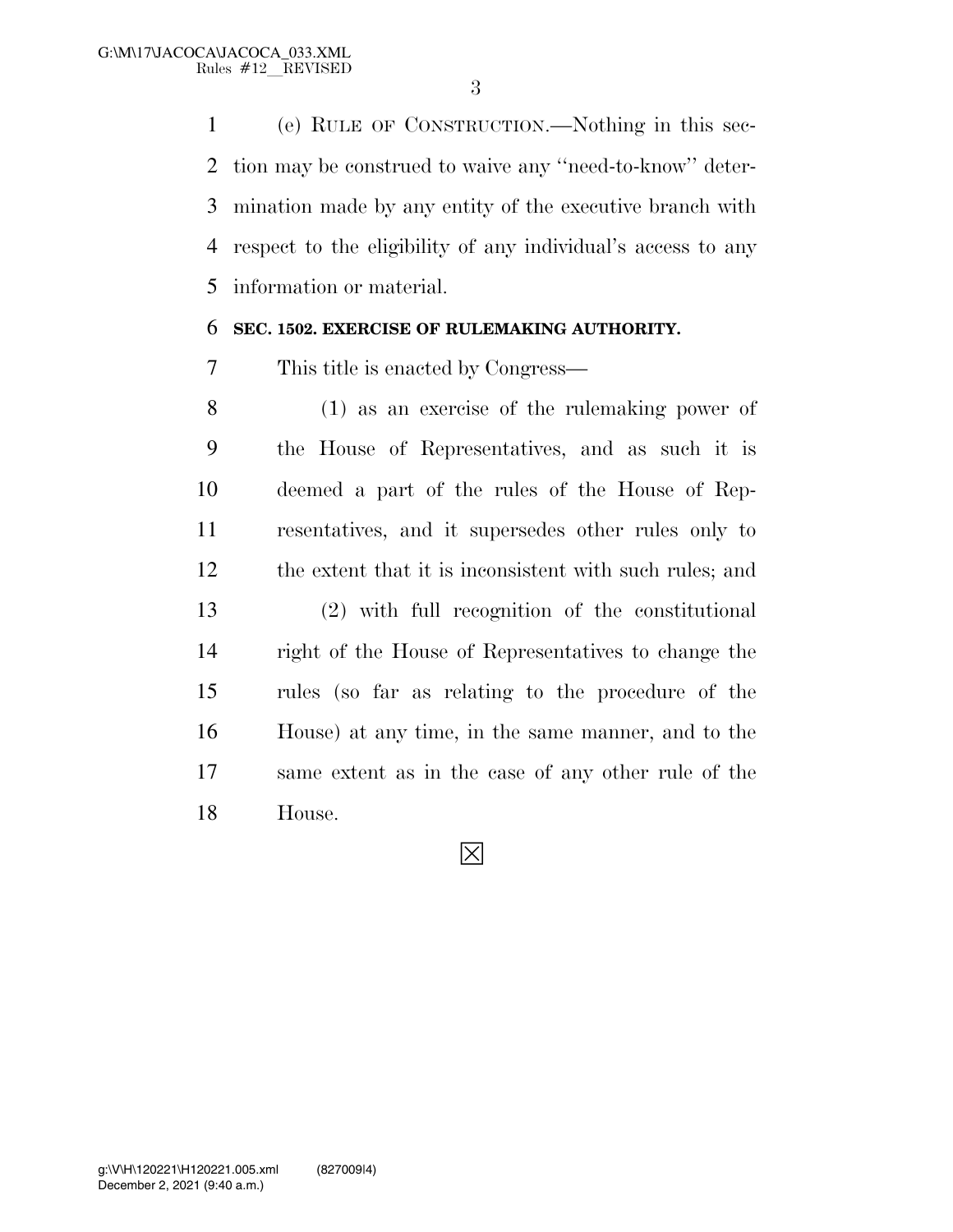(e) RULE OF CONSTRUCTION.—Nothing in this section may be construed to waive any ''need-to-know'' determination made by any entity of the executive branch with respect to the eligibility of any individual's access to any information or material.

**SEC. 1502. EXERCISE OF RULEMAKING AUTHORITY.**

This title is enacted by Congress—

(1) as an exercise of the rulemaking power of the House of Representatives, and as such it is deemed a part of the rules of the House of Representatives, and it supersedes other rules only to the extent that it is inconsistent with such rules; and

(2) with full recognition of the constitutional right of the House of Representatives to change the rules (so far as relating to the procedure of the House) at any time, in the same manner, and to the same extent as in the case of any other rule of the House.

☒